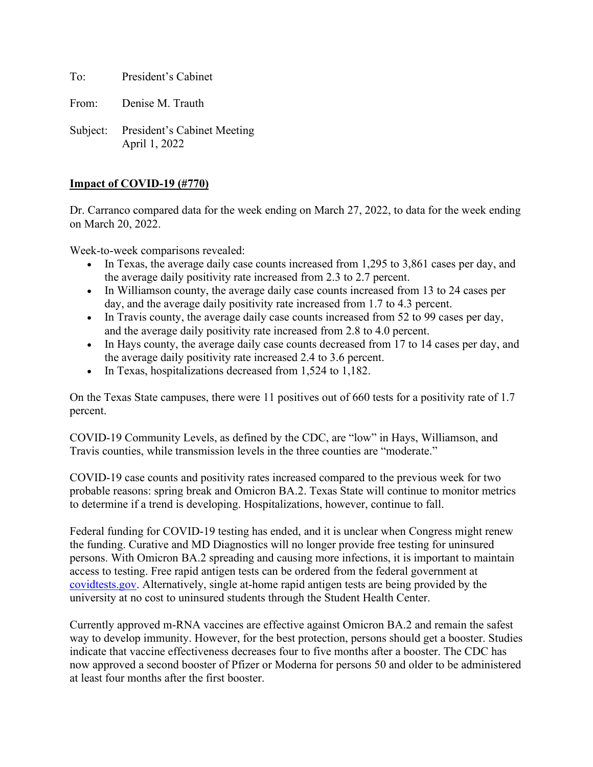To: President's Cabinet

From: Denise M. Trauth

Subject: President's Cabinet Meeting
April 1, 2022

**Impact of COVID-19 (#770)**

Dr. Carranco compared data for the week ending on March 27, 2022, to data for the week ending on March 20, 2022.

Week-to-week comparisons revealed:

- In Texas, the average daily case counts increased from 1,295 to 3,861 cases per day, and the average daily positivity rate increased from 2.3 to 2.7 percent.
- In Williamson county, the average daily case counts increased from 13 to 24 cases per day, and the average daily positivity rate increased from 1.7 to 4.3 percent.
- In Travis county, the average daily case counts increased from 52 to 99 cases per day, and the average daily positivity rate increased from 2.8 to 4.0 percent.
- In Hays county, the average daily case counts decreased from 17 to 14 cases per day, and the average daily positivity rate increased 2.4 to 3.6 percent.
- In Texas, hospitalizations decreased from 1,524 to 1,182.

On the Texas State campuses, there were 11 positives out of 660 tests for a positivity rate of 1.7 percent.

COVID-19 Community Levels, as defined by the CDC, are "low" in Hays, Williamson, and Travis counties, while transmission levels in the three counties are "moderate."

COVID-19 case counts and positivity rates increased compared to the previous week for two probable reasons: spring break and Omicron BA.2. Texas State will continue to monitor metrics to determine if a trend is developing. Hospitalizations, however, continue to fall.

Federal funding for COVID-19 testing has ended, and it is unclear when Congress might renew the funding. Curative and MD Diagnostics will no longer provide free testing for uninsured persons. With Omicron BA.2 spreading and causing more infections, it is important to maintain access to testing. Free rapid antigen tests can be ordered from the federal government at [covidtests.gov](https://covidtests.gov). Alternatively, single at-home rapid antigen tests are being provided by the university at no cost to uninsured students through the Student Health Center.

Currently approved m-RNA vaccines are effective against Omicron BA.2 and remain the safest way to develop immunity. However, for the best protection, persons should get a booster. Studies indicate that vaccine effectiveness decreases four to five months after a booster. The CDC has now approved a second booster of Pfizer or Moderna for persons 50 and older to be administered at least four months after the first booster.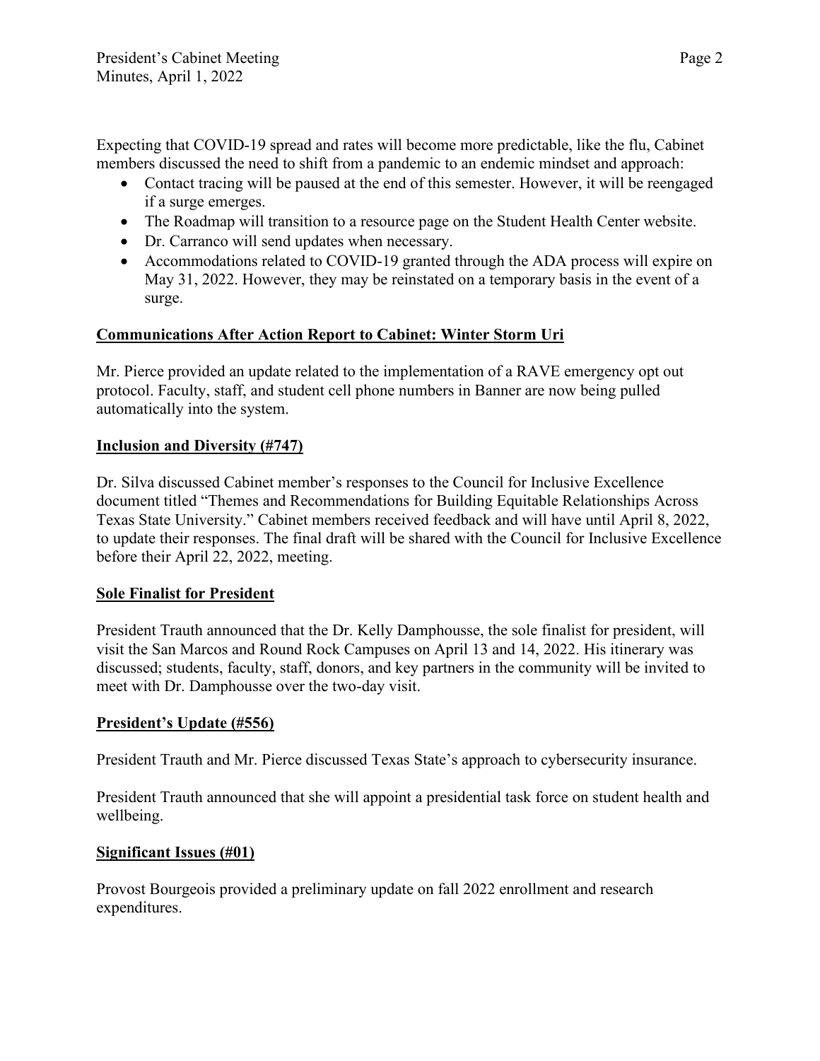Expecting that COVID-19 spread and rates will become more predictable, like the flu, Cabinet members discussed the need to shift from a pandemic to an endemic mindset and approach:

- Contact tracing will be paused at the end of this semester. However, it will be reengaged if a surge emerges.
- The Roadmap will transition to a resource page on the Student Health Center website.
- Dr. Carranco will send updates when necessary.
- Accommodations related to COVID-19 granted through the ADA process will expire on May 31, 2022. However, they may be reinstated on a temporary basis in the event of a surge.

**Communications After Action Report to Cabinet: Winter Storm Uri**

Mr. Pierce provided an update related to the implementation of a RAVE emergency opt out protocol. Faculty, staff, and student cell phone numbers in Banner are now being pulled automatically into the system.

**Inclusion and Diversity (#747)**

Dr. Silva discussed Cabinet member's responses to the Council for Inclusive Excellence document titled "Themes and Recommendations for Building Equitable Relationships Across Texas State University." Cabinet members received feedback and will have until April 8, 2022, to update their responses. The final draft will be shared with the Council for Inclusive Excellence before their April 22, 2022, meeting.

**Sole Finalist for President**

President Trauth announced that the Dr. Kelly Damphousse, the sole finalist for president, will visit the San Marcos and Round Rock Campuses on April 13 and 14, 2022. His itinerary was discussed; students, faculty, staff, donors, and key partners in the community will be invited to meet with Dr. Damphousse over the two-day visit.

**President's Update (#556)**

President Trauth and Mr. Pierce discussed Texas State's approach to cybersecurity insurance.

President Trauth announced that she will appoint a presidential task force on student health and wellbeing.

**Significant Issues (#01)**

Provost Bourgeois provided a preliminary update on fall 2022 enrollment and research expenditures.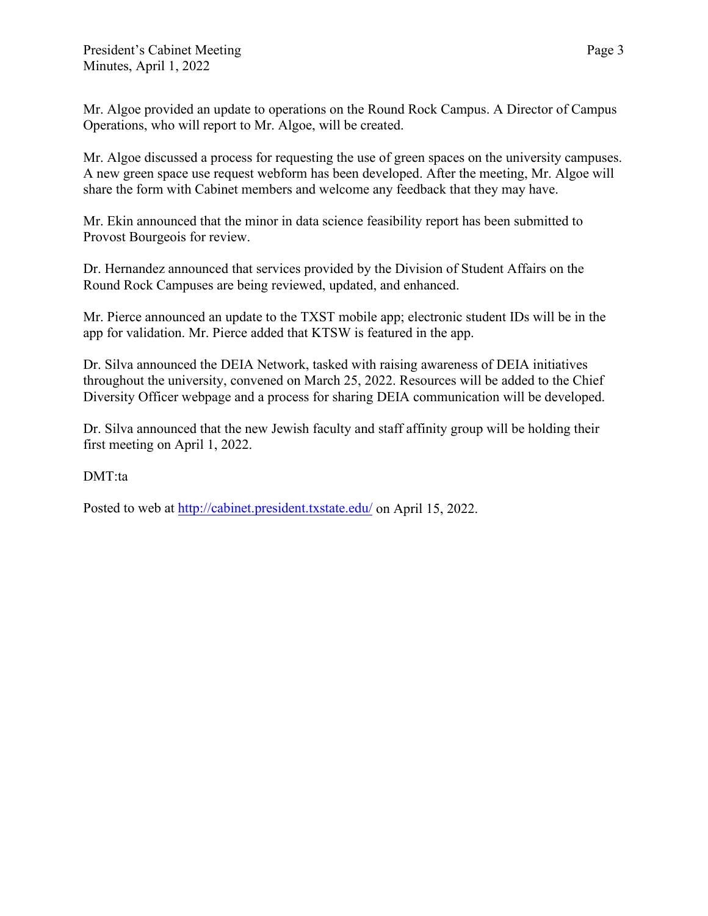Mr. Algoe provided an update to operations on the Round Rock Campus. A Director of Campus Operations, who will report to Mr. Algoe, will be created.

Mr. Algoe discussed a process for requesting the use of green spaces on the university campuses. A new green space use request webform has been developed. After the meeting, Mr. Algoe will share the form with Cabinet members and welcome any feedback that they may have.

Mr. Ekin announced that the minor in data science feasibility report has been submitted to Provost Bourgeois for review.

Dr. Hernandez announced that services provided by the Division of Student Affairs on the Round Rock Campuses are being reviewed, updated, and enhanced.

Mr. Pierce announced an update to the TXST mobile app; electronic student IDs will be in the app for validation. Mr. Pierce added that KTSW is featured in the app.

Dr. Silva announced the DEIA Network, tasked with raising awareness of DEIA initiatives throughout the university, convened on March 25, 2022. Resources will be added to the Chief Diversity Officer webpage and a process for sharing DEIA communication will be developed.

Dr. Silva announced that the new Jewish faculty and staff affinity group will be holding their first meeting on April 1, 2022.

DMT:ta

Posted to web at http://cabinet.president.txstate.edu/ on April 15, 2022.